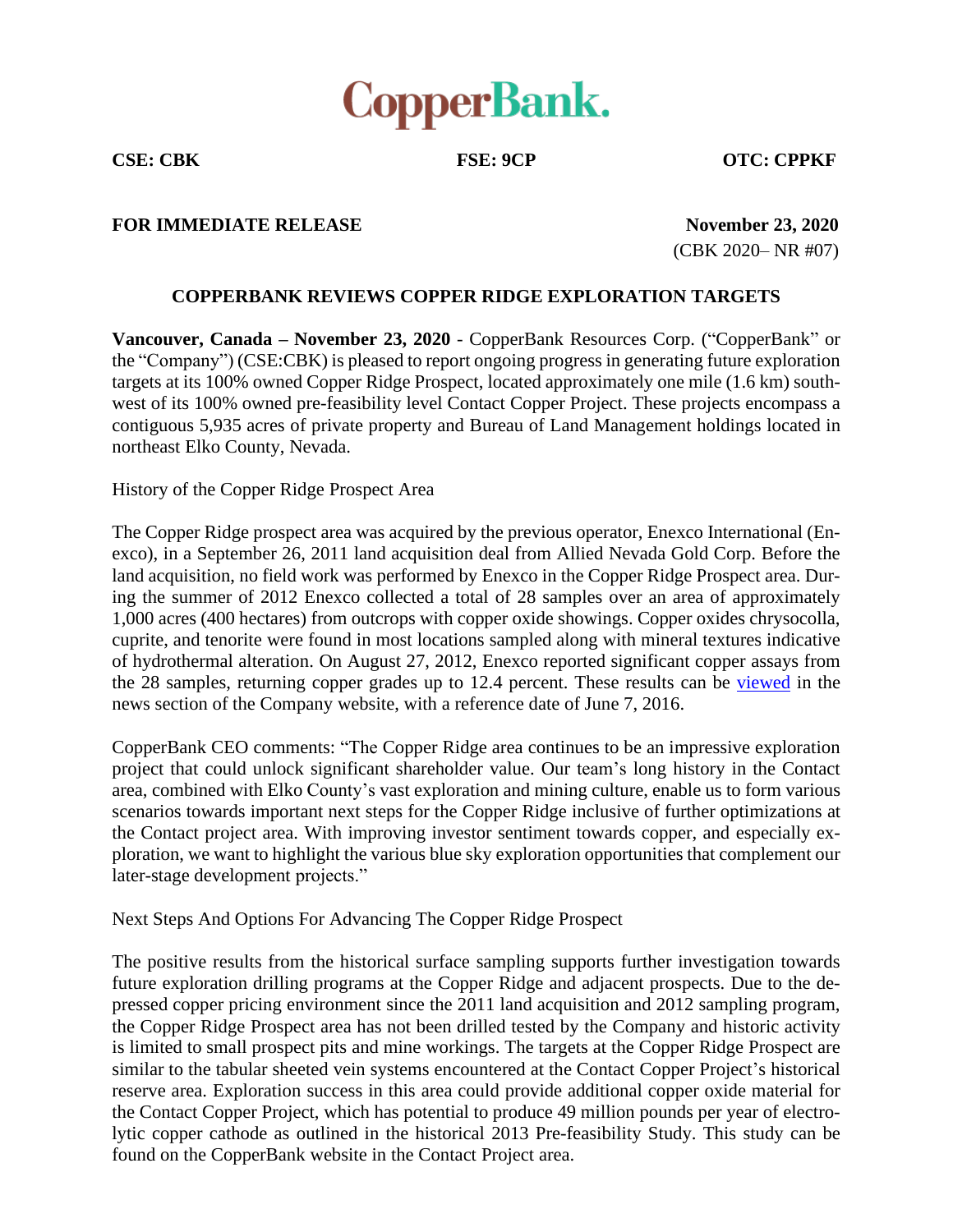# CopperBank.

**CSE: CBK** **FSE: 9CP** **OTC: CPPKF**

**FOR IMMEDIATE RELEASE** **November 23, 2020**

(CBK 2020– NR #07)

## COPPERBANK REVIEWS COPPER RIDGE EXPLORATION TARGETS

**Vancouver, Canada – November 23, 2020** - CopperBank Resources Corp. ("CopperBank" or the "Company") (CSE:CBK) is pleased to report ongoing progress in generating future exploration targets at its 100% owned Copper Ridge Prospect, located approximately one mile (1.6 km) south-west of its 100% owned pre-feasibility level Contact Copper Project. These projects encompass a contiguous 5,935 acres of private property and Bureau of Land Management holdings located in northeast Elko County, Nevada.

History of the Copper Ridge Prospect Area

The Copper Ridge prospect area was acquired by the previous operator, Enexco International (Enexco), in a September 26, 2011 land acquisition deal from Allied Nevada Gold Corp. Before the land acquisition, no field work was performed by Enexco in the Copper Ridge Prospect area. During the summer of 2012 Enexco collected a total of 28 samples over an area of approximately 1,000 acres (400 hectares) from outcrops with copper oxide showings. Copper oxides chrysocolla, cuprite, and tenorite were found in most locations sampled along with mineral textures indicative of hydrothermal alteration. On August 27, 2012, Enexco reported significant copper assays from the 28 samples, returning copper grades up to 12.4 percent. These results can be viewed in the news section of the Company website, with a reference date of June 7, 2016.

CopperBank CEO comments: "The Copper Ridge area continues to be an impressive exploration project that could unlock significant shareholder value. Our team's long history in the Contact area, combined with Elko County's vast exploration and mining culture, enable us to form various scenarios towards important next steps for the Copper Ridge inclusive of further optimizations at the Contact project area. With improving investor sentiment towards copper, and especially exploration, we want to highlight the various blue sky exploration opportunities that complement our later-stage development projects."

Next Steps And Options For Advancing The Copper Ridge Prospect

The positive results from the historical surface sampling supports further investigation towards future exploration drilling programs at the Copper Ridge and adjacent prospects. Due to the depressed copper pricing environment since the 2011 land acquisition and 2012 sampling program, the Copper Ridge Prospect area has not been drilled tested by the Company and historic activity is limited to small prospect pits and mine workings. The targets at the Copper Ridge Prospect are similar to the tabular sheeted vein systems encountered at the Contact Copper Project's historical reserve area. Exploration success in this area could provide additional copper oxide material for the Contact Copper Project, which has potential to produce 49 million pounds per year of electrolytic copper cathode as outlined in the historical 2013 Pre-feasibility Study. This study can be found on the CopperBank website in the Contact Project area.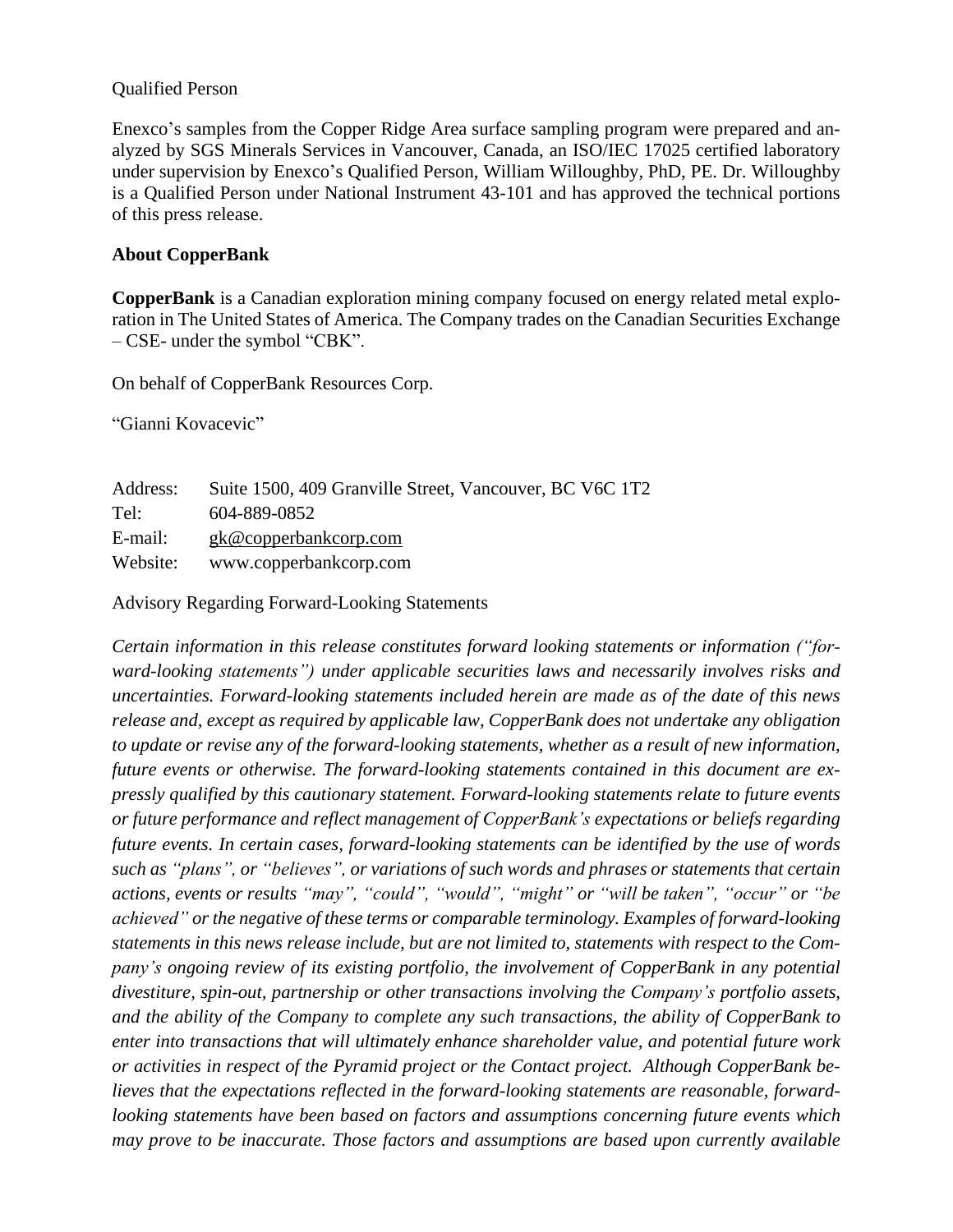Qualified Person

Enexco's samples from the Copper Ridge Area surface sampling program were prepared and analyzed by SGS Minerals Services in Vancouver, Canada, an ISO/IEC 17025 certified laboratory under supervision by Enexco's Qualified Person, William Willoughby, PhD, PE. Dr. Willoughby is a Qualified Person under National Instrument 43-101 and has approved the technical portions of this press release.

**About CopperBank**

**CopperBank** is a Canadian exploration mining company focused on energy related metal exploration in The United States of America. The Company trades on the Canadian Securities Exchange – CSE- under the symbol "CBK".

On behalf of CopperBank Resources Corp.

"Gianni Kovacevic"

| | |
|---|---|
| Address: | Suite 1500, 409 Granville Street, Vancouver, BC V6C 1T2 |
| Tel: | 604-889-0852 |
| E-mail: | gk@copperbankcorp.com |
| Website: | www.copperbankcorp.com |

Advisory Regarding Forward-Looking Statements

*Certain information in this release constitutes forward looking statements or information ("forward-looking statements") under applicable securities laws and necessarily involves risks and uncertainties. Forward-looking statements included herein are made as of the date of this news release and, except as required by applicable law, CopperBank does not undertake any obligation to update or revise any of the forward-looking statements, whether as a result of new information, future events or otherwise. The forward-looking statements contained in this document are expressly qualified by this cautionary statement. Forward-looking statements relate to future events or future performance and reflect management of CopperBank's expectations or beliefs regarding future events. In certain cases, forward-looking statements can be identified by the use of words such as "plans", or "believes", or variations of such words and phrases or statements that certain actions, events or results "may", "could", "would", "might" or "will be taken", "occur" or "be achieved" or the negative of these terms or comparable terminology. Examples of forward-looking statements in this news release include, but are not limited to, statements with respect to the Company's ongoing review of its existing portfolio, the involvement of CopperBank in any potential divestiture, spin-out, partnership or other transactions involving the Company's portfolio assets, and the ability of the Company to complete any such transactions, the ability of CopperBank to enter into transactions that will ultimately enhance shareholder value, and potential future work or activities in respect of the Pyramid project or the Contact project. Although CopperBank believes that the expectations reflected in the forward-looking statements are reasonable, forward-looking statements have been based on factors and assumptions concerning future events which may prove to be inaccurate. Those factors and assumptions are based upon currently available*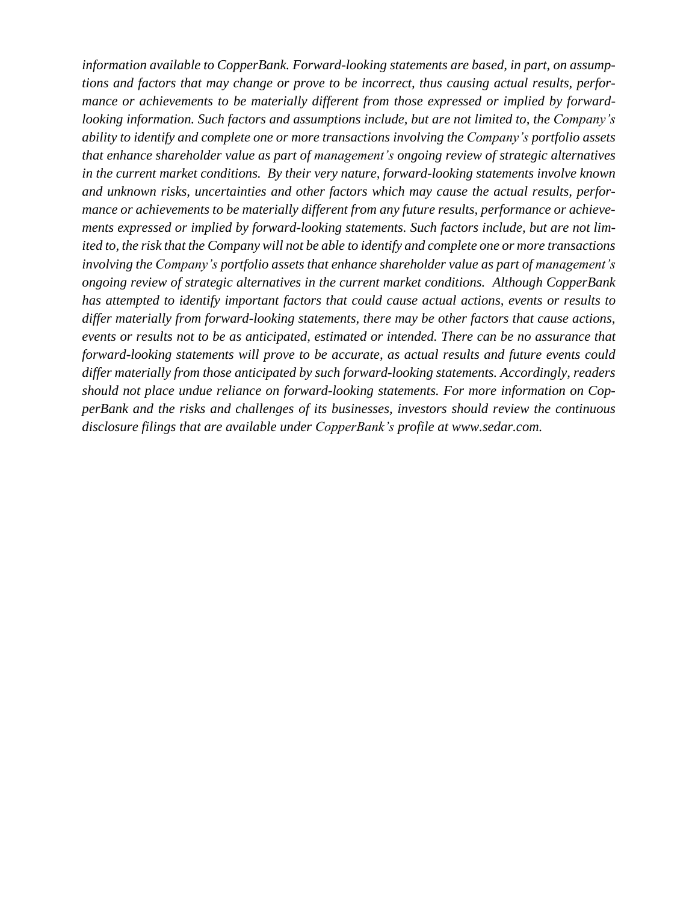*information available to CopperBank. Forward-looking statements are based, in part, on assumptions and factors that may change or prove to be incorrect, thus causing actual results, performance or achievements to be materially different from those expressed or implied by forward-looking information. Such factors and assumptions include, but are not limited to, the Company's ability to identify and complete one or more transactions involving the Company's portfolio assets that enhance shareholder value as part of management's ongoing review of strategic alternatives in the current market conditions. By their very nature, forward-looking statements involve known and unknown risks, uncertainties and other factors which may cause the actual results, performance or achievements to be materially different from any future results, performance or achievements expressed or implied by forward-looking statements. Such factors include, but are not limited to, the risk that the Company will not be able to identify and complete one or more transactions involving the Company's portfolio assets that enhance shareholder value as part of management's ongoing review of strategic alternatives in the current market conditions. Although CopperBank has attempted to identify important factors that could cause actual actions, events or results to differ materially from forward-looking statements, there may be other factors that cause actions, events or results not to be as anticipated, estimated or intended. There can be no assurance that forward-looking statements will prove to be accurate, as actual results and future events could differ materially from those anticipated by such forward-looking statements. Accordingly, readers should not place undue reliance on forward-looking statements. For more information on CopperBank and the risks and challenges of its businesses, investors should review the continuous disclosure filings that are available under CopperBank's profile at www.sedar.com.*